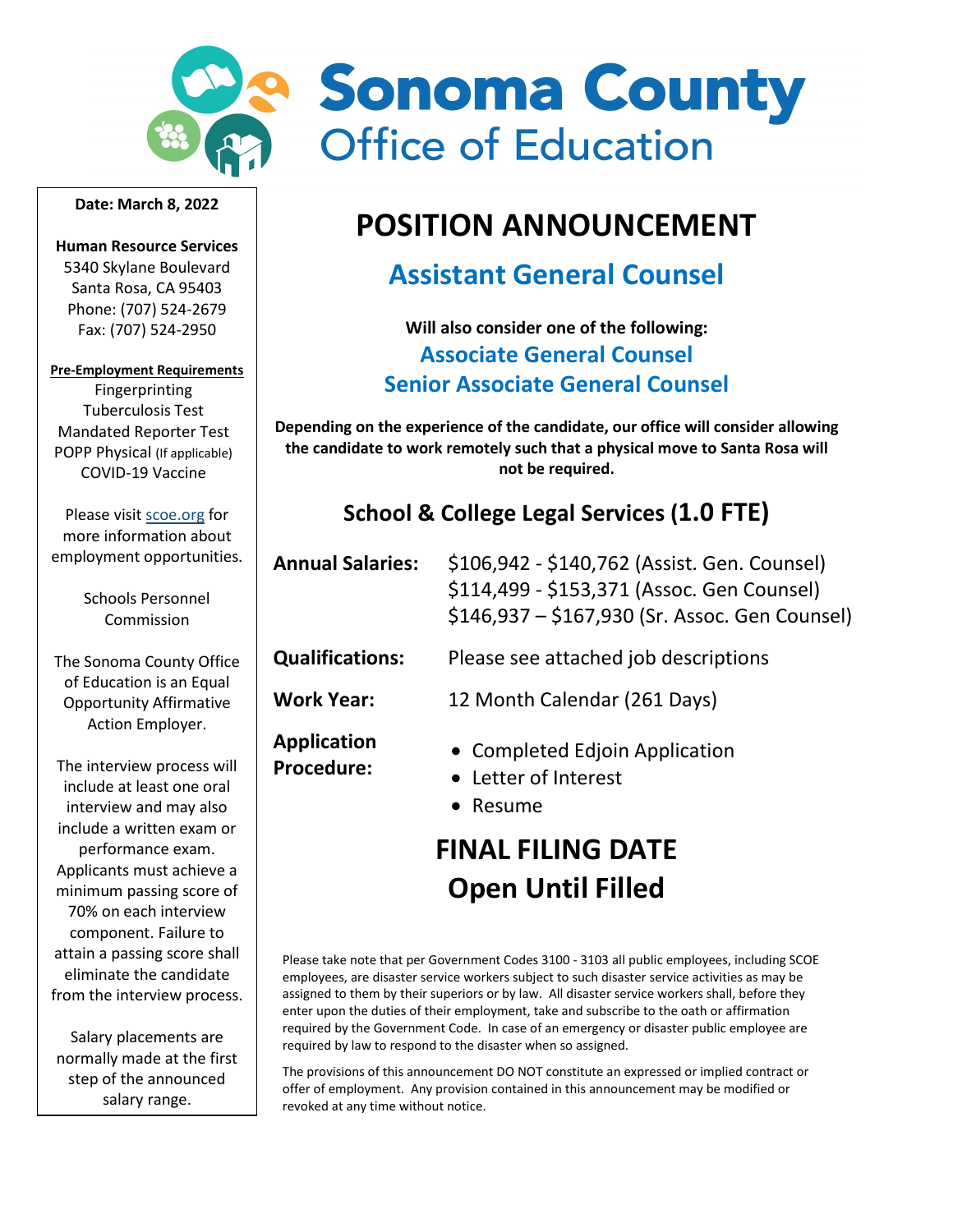# Sonoma County Office of Education

# POSITION ANNOUNCEMENT

## Assistant General Counsel

**Will also consider one of the following:**

## Associate General Counsel
## Senior Associate General Counsel

**Depending on the experience of the candidate, our office will consider allowing the candidate to work remotely such that a physical move to Santa Rosa will not be required.**

### School & College Legal Services (1.0 FTE)

**Annual Salaries:** $106,942 - $140,762 (Assist. Gen. Counsel)
$114,499 - $153,371 (Assoc. Gen Counsel)
$146,937 – $167,930 (Sr. Assoc. Gen Counsel)

**Qualifications:** Please see attached job descriptions

**Work Year:** 12 Month Calendar (261 Days)

**Application Procedure:**

- Completed Edjoin Application
- Letter of Interest
- Resume

## FINAL FILING DATE
## Open Until Filled

Please take note that per Government Codes 3100 - 3103 all public employees, including SCOE employees, are disaster service workers subject to such disaster service activities as may be assigned to them by their superiors or by law. All disaster service workers shall, before they enter upon the duties of their employment, take and subscribe to the oath or affirmation required by the Government Code. In case of an emergency or disaster public employee are required by law to respond to the disaster when so assigned.

The provisions of this announcement DO NOT constitute an expressed or implied contract or offer of employment. Any provision contained in this announcement may be modified or revoked at any time without notice.

---

**Date: March 8, 2022**

**Human Resource Services**
5340 Skylane Boulevard
Santa Rosa, CA 95403
Phone: (707) 524-2679
Fax: (707) 524-2950

**Pre-Employment Requirements**
Fingerprinting
Tuberculosis Test
Mandated Reporter Test
POPP Physical (If applicable)
COVID-19 Vaccine

Please visit scoe.org for more information about employment opportunities.

Schools Personnel Commission

The Sonoma County Office of Education is an Equal Opportunity Affirmative Action Employer.

The interview process will include at least one oral interview and may also include a written exam or performance exam. Applicants must achieve a minimum passing score of 70% on each interview component. Failure to attain a passing score shall eliminate the candidate from the interview process.

Salary placements are normally made at the first step of the announced salary range.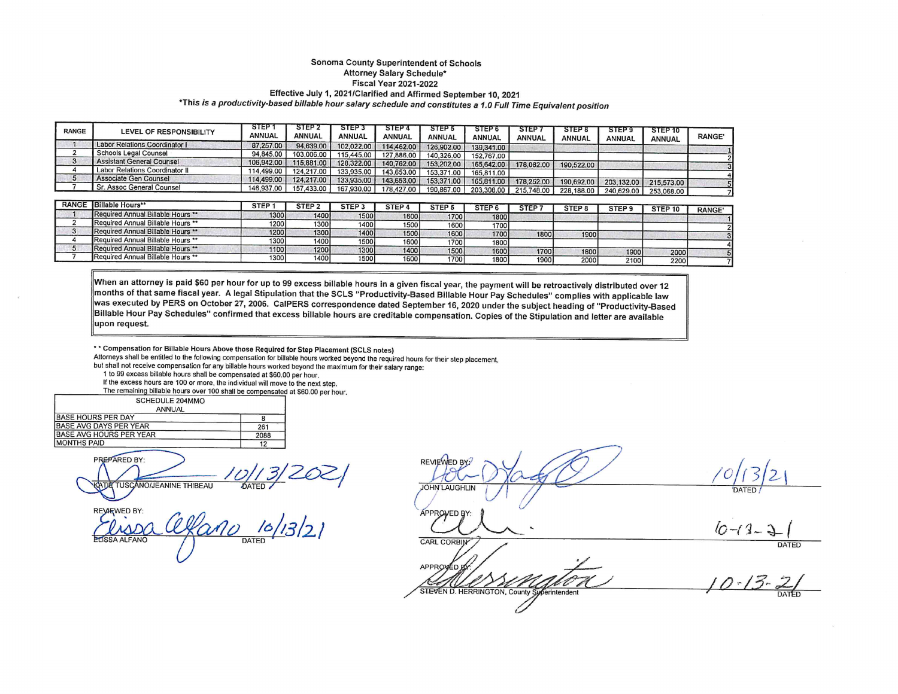Sonoma County Superintendent of Schools
Attorney Salary Schedule*
Fiscal Year 2021-2022
Effective July 1, 2021/Clarified and Affirmed September 10, 2021
*This is a productivity-based billable hour salary schedule and constitutes a 1.0 Full Time Equivalent position*

| RANGE | LEVEL OF RESPONSIBILITY | STEP 1 ANNUAL | STEP 2 ANNUAL | STEP 3 ANNUAL | STEP 4 ANNUAL | STEP 5 ANNUAL | STEP 6 ANNUAL | STEP 7 ANNUAL | STEP 8 ANNUAL | STEP 9 ANNUAL | STEP 10 ANNUAL | RANGE' |
|---|---|---|---|---|---|---|---|---|---|---|---|---|
| 1 | Labor Relations Coordinator I | 87,257.00 | 94,639.00 | 102,022.00 | 114,462.00 | 126,902.00 | 139,341.00 | | | | | 1 |
| 2 | Schools Legal Counsel | 94,845.00 | 103,006.00 | 115,445.00 | 127,886.00 | 140,326.00 | 152,767.00 | | | | | 2 |
| 3 | Assistant General Counsel | 106,942.00 | 115,881.00 | 128,322.00 | 140,762.00 | 153,202.00 | 165,642.00 | 178,082.00 | 190,522.00 | | | 3 |
| 4 | Labor Relations Coordinator II | 114,499.00 | 124,217.00 | 133,935.00 | 143,653.00 | 153,371.00 | 165,811.00 | | | | | 4 |
| 5 | Associate Gen Counsel | 114,499.00 | 124,217.00 | 133,935.00 | 143,653.00 | 153,371.00 | 165,811.00 | 178,252.00 | 190,692.00 | 203,132.00 | 215,573.00 | 5 |
| 7 | Sr. Assoc General Counsel | 146,937.00 | 157,433.00 | 167,930.00 | 178,427.00 | 190,867.00 | 203,308.00 | 215,748.00 | 228,188.00 | 240,629.00 | 253,068.00 | 7 |

| RANGE | Billable Hours** | STEP 1 | STEP 2 | STEP 3 | STEP 4 | STEP 5 | STEP 6 | STEP 7 | STEP 8 | STEP 9 | STEP 10 | RANGE' |
|---|---|---|---|---|---|---|---|---|---|---|---|---|
| 1 | Required Annual Billable Hours ** | 1300 | 1400 | 1500 | 1600 | 1700 | 1800 | | | | | 1 |
| 2 | Required Annual Billable Hours ** | 1200 | 1300 | 1400 | 1500 | 1600 | 1700 | | | | | 2 |
| 3 | Required Annual Billable Hours ** | 1200 | 1300 | 1400 | 1500 | 1600 | 1700 | 1800 | 1900 | | | 3 |
| 4 | Required Annual Billable Hours ** | 1300 | 1400 | 1500 | 1600 | 1700 | 1800 | | | | | 4 |
| 5 | Required Annual Billable Hours ** | 1100 | 1200 | 1300 | 1400 | 1500 | 1600 | 1700 | 1800 | 1900 | 2000 | 5 |
| 7 | Required Annual Billable Hours ** | 1300 | 1400 | 1500 | 1600 | 1700 | 1800 | 1900 | 2000 | 2100 | 2200 | 7 |

**When an attorney is paid $60 per hour for up to 99 excess billable hours in a given fiscal year, the payment will be retroactively distributed over 12 months of that same fiscal year. A legal Stipulation that the SCLS "Productivity-Based Billable Hour Pay Schedules" complies with applicable law was executed by PERS on October 27, 2006. CalPERS correspondence dated September 16, 2020 under the subject heading of "Productivity-Based Billable Hour Pay Schedules" confirmed that excess billable hours are creditable compensation. Copies of the Stipulation and letter are available upon request.**

**\*\* Compensation for Billable Hours Above those Required for Step Placement (SCLS notes)**
Attorneys shall be entitled to the following compensation for billable hours worked beyond the required hours for their step placement, but shall not receive compensation for any billable hours worked beyond the maximum for their salary range:
1 to 99 excess billable hours shall be compensated at $60.00 per hour.
If the excess hours are 100 or more, the individual will move to the next step.
The remaining billable hours over 100 shall be compensated at $60.00 per hour.

| SCHEDULE 204MMO ANNUAL | |
|---|---|
| BASE HOURS PER DAY | 8 |
| BASE AVG DAYS PER YEAR | 261 |
| BASE AVG HOURS PER YEAR | 2088 |
| MONTHS PAID | 12 |

PREPARED BY: KATIE TUSCANO/JEANINE THIBEAU — DATED 10/13/2021

REVIEWED BY: ELISSA ALFANO — DATED 10/13/21

REVIEWED BY: JOHN LAUGHLIN — DATED 10/13/21

APPROVED BY: CARL CORBIN — DATED 10-13-21

APPROVED BY: STEVEN D. HERRINGTON, County Superintendent — DATED 10-13-21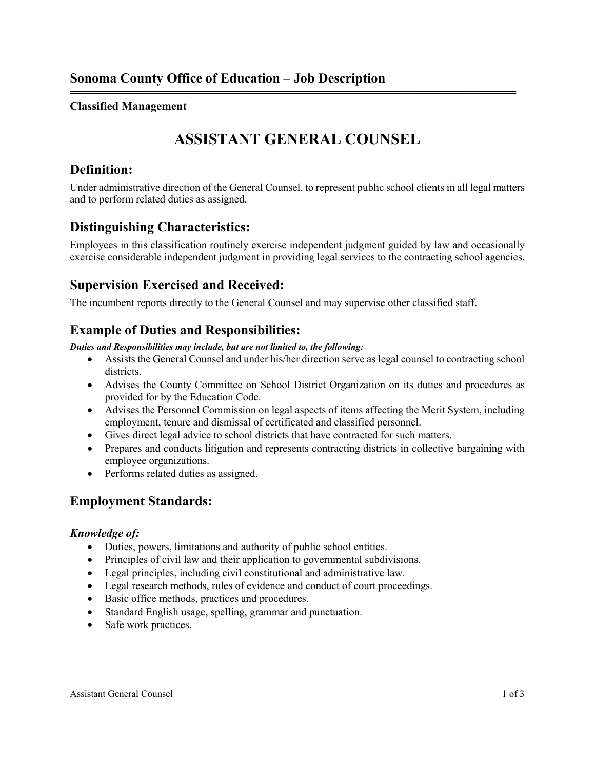## Sonoma County Office of Education – Job Description

**Classified Management**

# ASSISTANT GENERAL COUNSEL

## Definition:

Under administrative direction of the General Counsel, to represent public school clients in all legal matters and to perform related duties as assigned.

## Distinguishing Characteristics:

Employees in this classification routinely exercise independent judgment guided by law and occasionally exercise considerable independent judgment in providing legal services to the contracting school agencies.

## Supervision Exercised and Received:

The incumbent reports directly to the General Counsel and may supervise other classified staff.

## Example of Duties and Responsibilities:

***Duties and Responsibilities may include, but are not limited to, the following:***

- Assists the General Counsel and under his/her direction serve as legal counsel to contracting school districts.
- Advises the County Committee on School District Organization on its duties and procedures as provided for by the Education Code.
- Advises the Personnel Commission on legal aspects of items affecting the Merit System, including employment, tenure and dismissal of certificated and classified personnel.
- Gives direct legal advice to school districts that have contracted for such matters.
- Prepares and conducts litigation and represents contracting districts in collective bargaining with employee organizations.
- Performs related duties as assigned.

## Employment Standards:

### *Knowledge of:*

- Duties, powers, limitations and authority of public school entities.
- Principles of civil law and their application to governmental subdivisions.
- Legal principles, including civil constitutional and administrative law.
- Legal research methods, rules of evidence and conduct of court proceedings.
- Basic office methods, practices and procedures.
- Standard English usage, spelling, grammar and punctuation.
- Safe work practices.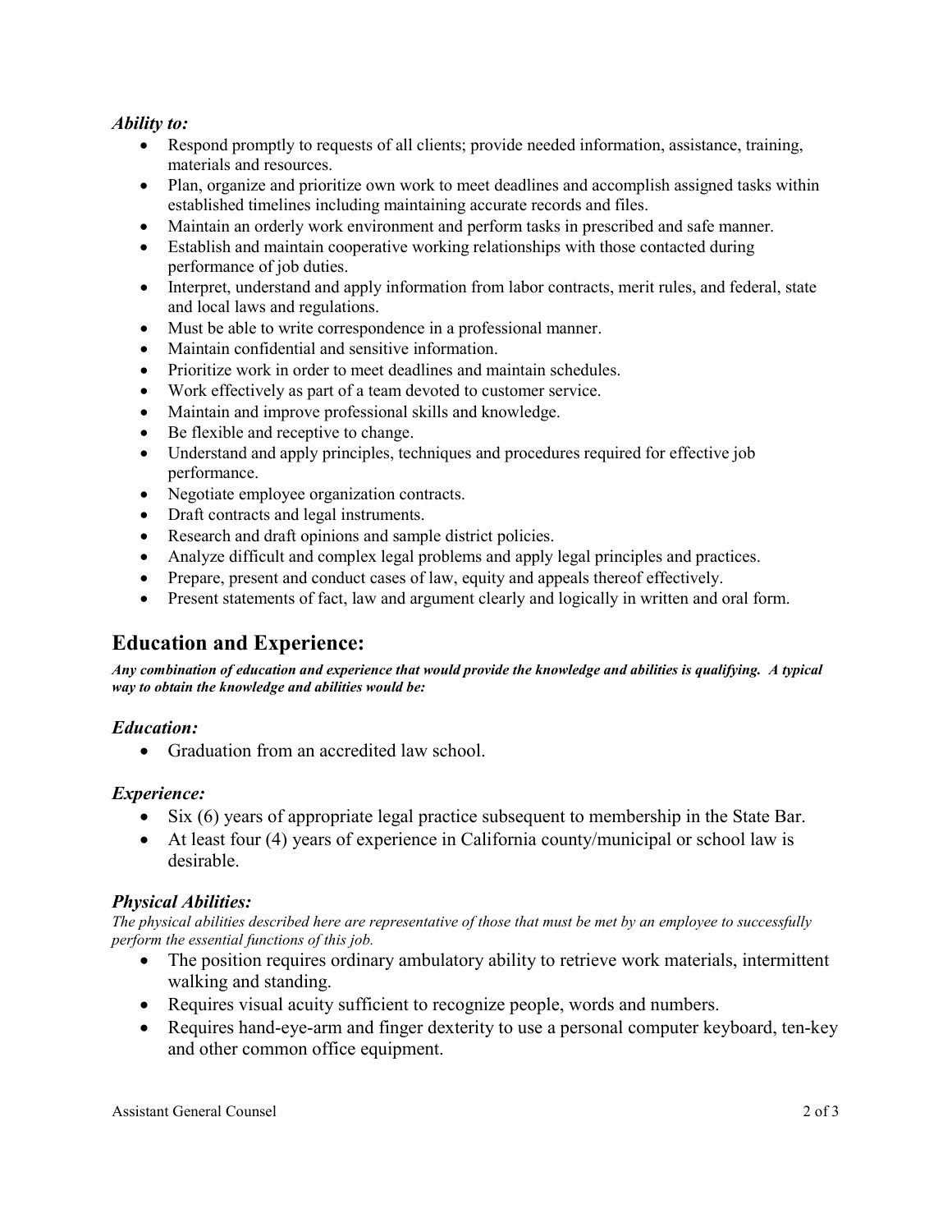### *Ability to:*

- Respond promptly to requests of all clients; provide needed information, assistance, training, materials and resources.
- Plan, organize and prioritize own work to meet deadlines and accomplish assigned tasks within established timelines including maintaining accurate records and files.
- Maintain an orderly work environment and perform tasks in prescribed and safe manner.
- Establish and maintain cooperative working relationships with those contacted during performance of job duties.
- Interpret, understand and apply information from labor contracts, merit rules, and federal, state and local laws and regulations.
- Must be able to write correspondence in a professional manner.
- Maintain confidential and sensitive information.
- Prioritize work in order to meet deadlines and maintain schedules.
- Work effectively as part of a team devoted to customer service.
- Maintain and improve professional skills and knowledge.
- Be flexible and receptive to change.
- Understand and apply principles, techniques and procedures required for effective job performance.
- Negotiate employee organization contracts.
- Draft contracts and legal instruments.
- Research and draft opinions and sample district policies.
- Analyze difficult and complex legal problems and apply legal principles and practices.
- Prepare, present and conduct cases of law, equity and appeals thereof effectively.
- Present statements of fact, law and argument clearly and logically in written and oral form.

## Education and Experience:

***Any combination of education and experience that would provide the knowledge and abilities is qualifying. A typical way to obtain the knowledge and abilities would be:***

### *Education:*

- Graduation from an accredited law school.

### *Experience:*

- Six (6) years of appropriate legal practice subsequent to membership in the State Bar.
- At least four (4) years of experience in California county/municipal or school law is desirable.

### *Physical Abilities:*

*The physical abilities described here are representative of those that must be met by an employee to successfully perform the essential functions of this job.*

- The position requires ordinary ambulatory ability to retrieve work materials, intermittent walking and standing.
- Requires visual acuity sufficient to recognize people, words and numbers.
- Requires hand-eye-arm and finger dexterity to use a personal computer keyboard, ten-key and other common office equipment.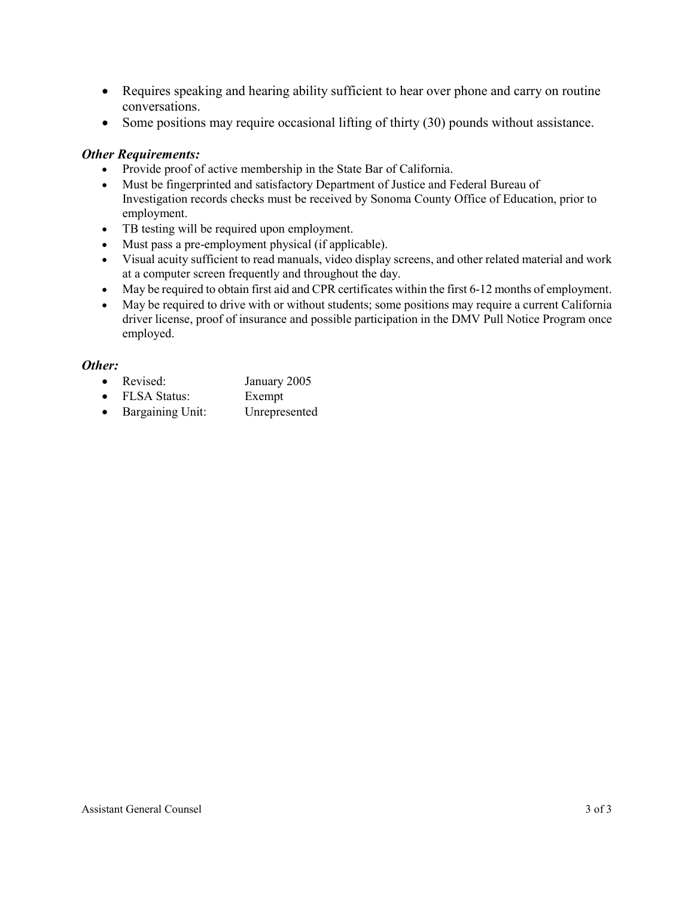- Requires speaking and hearing ability sufficient to hear over phone and carry on routine conversations.
- Some positions may require occasional lifting of thirty (30) pounds without assistance.

***Other Requirements:***

- Provide proof of active membership in the State Bar of California.
- Must be fingerprinted and satisfactory Department of Justice and Federal Bureau of Investigation records checks must be received by Sonoma County Office of Education, prior to employment.
- TB testing will be required upon employment.
- Must pass a pre-employment physical (if applicable).
- Visual acuity sufficient to read manuals, video display screens, and other related material and work at a computer screen frequently and throughout the day.
- May be required to obtain first aid and CPR certificates within the first 6-12 months of employment.
- May be required to drive with or without students; some positions may require a current California driver license, proof of insurance and possible participation in the DMV Pull Notice Program once employed.

***Other:***

- Revised: January 2005
- FLSA Status: Exempt
- Bargaining Unit: Unrepresented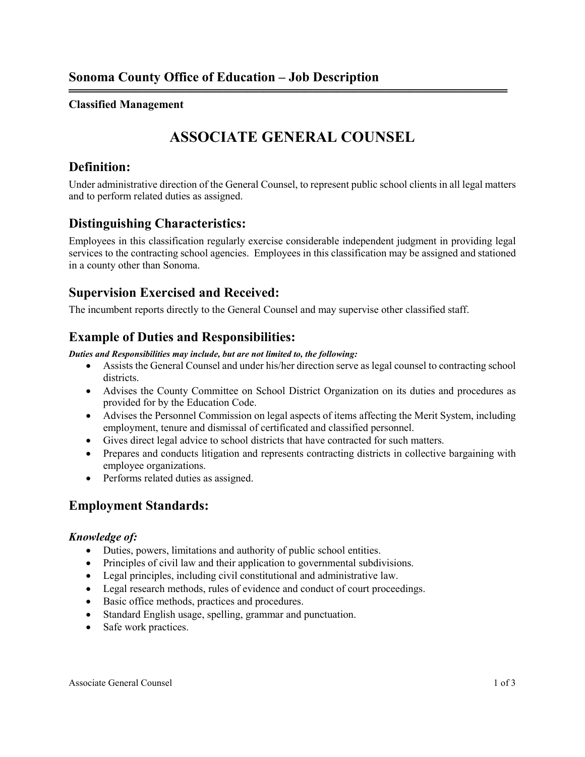## Sonoma County Office of Education – Job Description

**Classified Management**

# ASSOCIATE GENERAL COUNSEL

## Definition:

Under administrative direction of the General Counsel, to represent public school clients in all legal matters and to perform related duties as assigned.

## Distinguishing Characteristics:

Employees in this classification regularly exercise considerable independent judgment in providing legal services to the contracting school agencies. Employees in this classification may be assigned and stationed in a county other than Sonoma.

## Supervision Exercised and Received:

The incumbent reports directly to the General Counsel and may supervise other classified staff.

## Example of Duties and Responsibilities:

***Duties and Responsibilities may include, but are not limited to, the following:***

- Assists the General Counsel and under his/her direction serve as legal counsel to contracting school districts.
- Advises the County Committee on School District Organization on its duties and procedures as provided for by the Education Code.
- Advises the Personnel Commission on legal aspects of items affecting the Merit System, including employment, tenure and dismissal of certificated and classified personnel.
- Gives direct legal advice to school districts that have contracted for such matters.
- Prepares and conducts litigation and represents contracting districts in collective bargaining with employee organizations.
- Performs related duties as assigned.

## Employment Standards:

### *Knowledge of:*

- Duties, powers, limitations and authority of public school entities.
- Principles of civil law and their application to governmental subdivisions.
- Legal principles, including civil constitutional and administrative law.
- Legal research methods, rules of evidence and conduct of court proceedings.
- Basic office methods, practices and procedures.
- Standard English usage, spelling, grammar and punctuation.
- Safe work practices.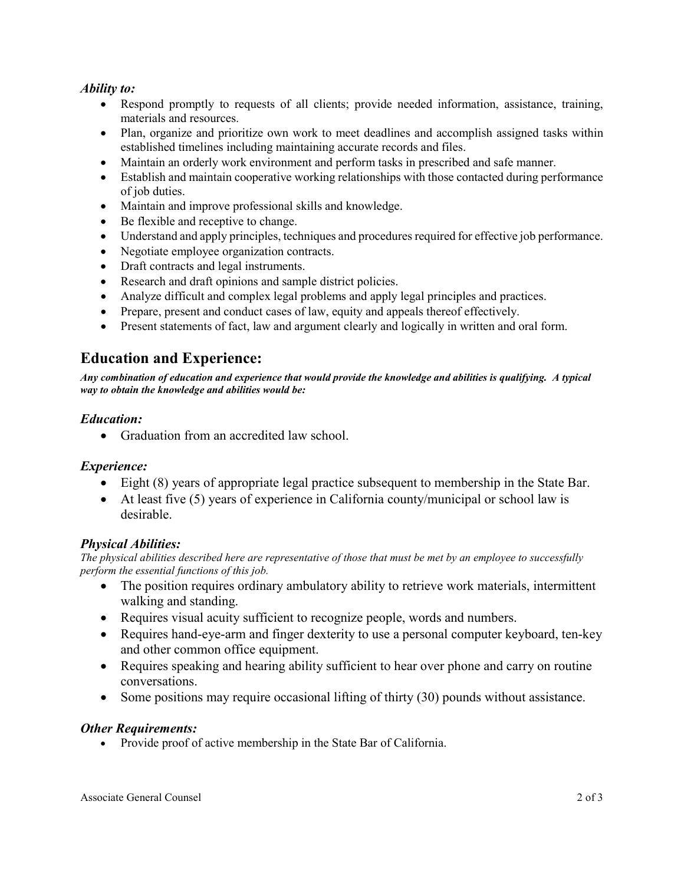### *Ability to:*

- Respond promptly to requests of all clients; provide needed information, assistance, training, materials and resources.
- Plan, organize and prioritize own work to meet deadlines and accomplish assigned tasks within established timelines including maintaining accurate records and files.
- Maintain an orderly work environment and perform tasks in prescribed and safe manner.
- Establish and maintain cooperative working relationships with those contacted during performance of job duties.
- Maintain and improve professional skills and knowledge.
- Be flexible and receptive to change.
- Understand and apply principles, techniques and procedures required for effective job performance.
- Negotiate employee organization contracts.
- Draft contracts and legal instruments.
- Research and draft opinions and sample district policies.
- Analyze difficult and complex legal problems and apply legal principles and practices.
- Prepare, present and conduct cases of law, equity and appeals thereof effectively.
- Present statements of fact, law and argument clearly and logically in written and oral form.

## Education and Experience:

***Any combination of education and experience that would provide the knowledge and abilities is qualifying. A typical way to obtain the knowledge and abilities would be:***

### *Education:*

- Graduation from an accredited law school.

### *Experience:*

- Eight (8) years of appropriate legal practice subsequent to membership in the State Bar.
- At least five (5) years of experience in California county/municipal or school law is desirable.

### *Physical Abilities:*

*The physical abilities described here are representative of those that must be met by an employee to successfully perform the essential functions of this job.*

- The position requires ordinary ambulatory ability to retrieve work materials, intermittent walking and standing.
- Requires visual acuity sufficient to recognize people, words and numbers.
- Requires hand-eye-arm and finger dexterity to use a personal computer keyboard, ten-key and other common office equipment.
- Requires speaking and hearing ability sufficient to hear over phone and carry on routine conversations.
- Some positions may require occasional lifting of thirty (30) pounds without assistance.

### *Other Requirements:*

- Provide proof of active membership in the State Bar of California.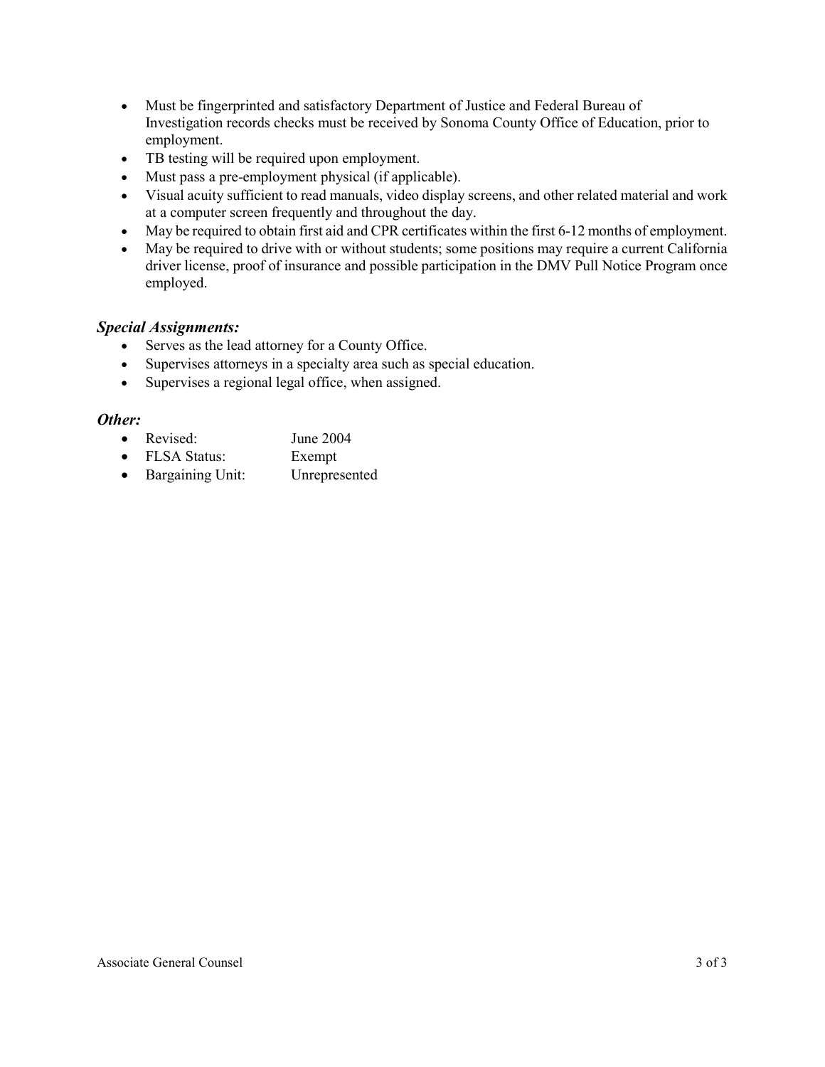- Must be fingerprinted and satisfactory Department of Justice and Federal Bureau of Investigation records checks must be received by Sonoma County Office of Education, prior to employment.
- TB testing will be required upon employment.
- Must pass a pre-employment physical (if applicable).
- Visual acuity sufficient to read manuals, video display screens, and other related material and work at a computer screen frequently and throughout the day.
- May be required to obtain first aid and CPR certificates within the first 6-12 months of employment.
- May be required to drive with or without students; some positions may require a current California driver license, proof of insurance and possible participation in the DMV Pull Notice Program once employed.

### *Special Assignments:*

- Serves as the lead attorney for a County Office.
- Supervises attorneys in a specialty area such as special education.
- Supervises a regional legal office, when assigned.

### *Other:*

- Revised: June 2004
- FLSA Status: Exempt
- Bargaining Unit: Unrepresented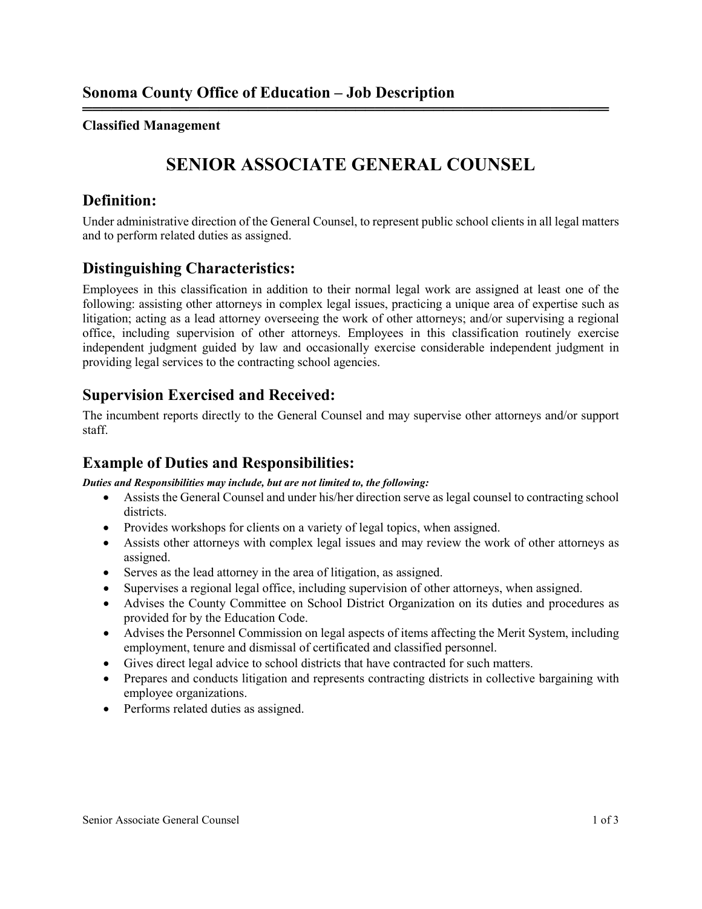## Sonoma County Office of Education – Job Description

**Classified Management**

# SENIOR ASSOCIATE GENERAL COUNSEL

## Definition:

Under administrative direction of the General Counsel, to represent public school clients in all legal matters and to perform related duties as assigned.

## Distinguishing Characteristics:

Employees in this classification in addition to their normal legal work are assigned at least one of the following: assisting other attorneys in complex legal issues, practicing a unique area of expertise such as litigation; acting as a lead attorney overseeing the work of other attorneys; and/or supervising a regional office, including supervision of other attorneys. Employees in this classification routinely exercise independent judgment guided by law and occasionally exercise considerable independent judgment in providing legal services to the contracting school agencies.

## Supervision Exercised and Received:

The incumbent reports directly to the General Counsel and may supervise other attorneys and/or support staff.

## Example of Duties and Responsibilities:

***Duties and Responsibilities may include, but are not limited to, the following:***

- Assists the General Counsel and under his/her direction serve as legal counsel to contracting school districts.
- Provides workshops for clients on a variety of legal topics, when assigned.
- Assists other attorneys with complex legal issues and may review the work of other attorneys as assigned.
- Serves as the lead attorney in the area of litigation, as assigned.
- Supervises a regional legal office, including supervision of other attorneys, when assigned.
- Advises the County Committee on School District Organization on its duties and procedures as provided for by the Education Code.
- Advises the Personnel Commission on legal aspects of items affecting the Merit System, including employment, tenure and dismissal of certificated and classified personnel.
- Gives direct legal advice to school districts that have contracted for such matters.
- Prepares and conducts litigation and represents contracting districts in collective bargaining with employee organizations.
- Performs related duties as assigned.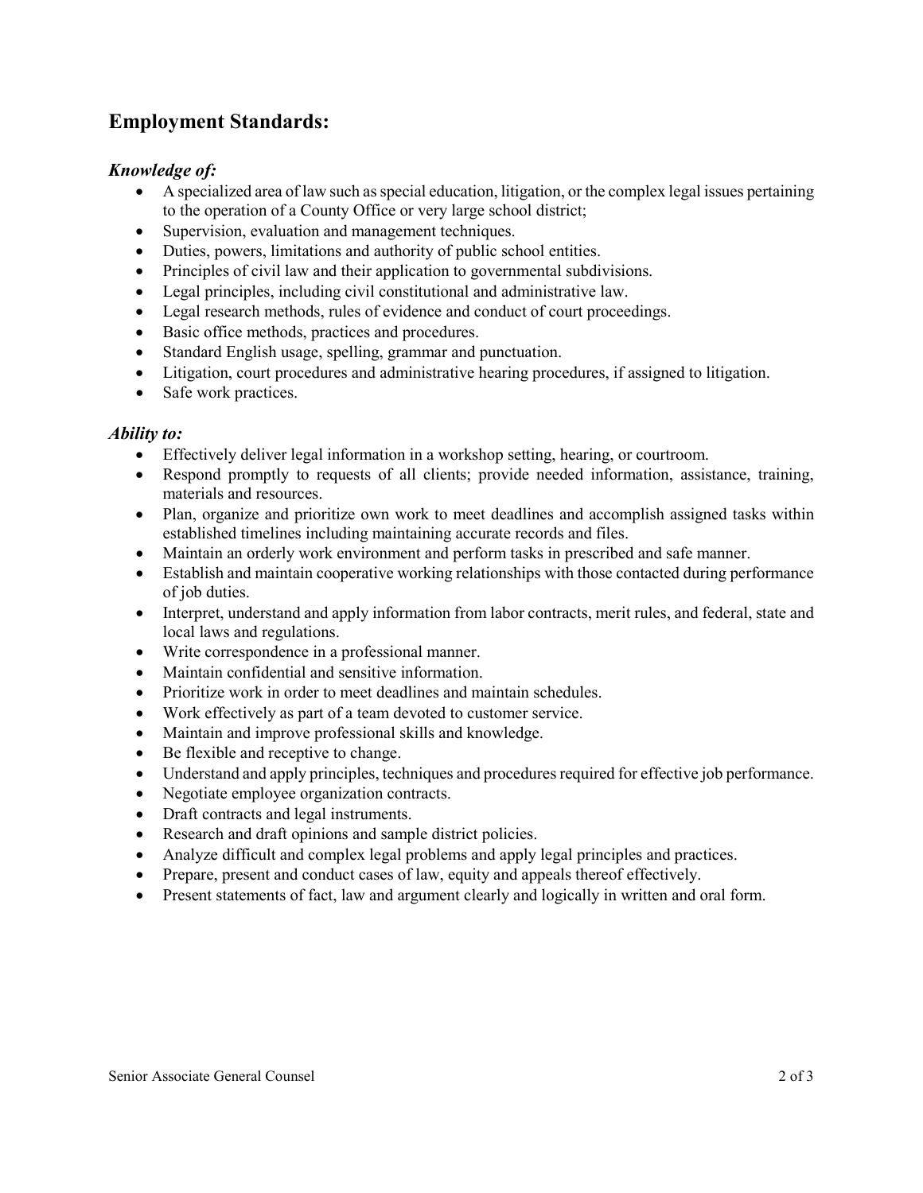## Employment Standards:

### *Knowledge of:*

- A specialized area of law such as special education, litigation, or the complex legal issues pertaining to the operation of a County Office or very large school district;
- Supervision, evaluation and management techniques.
- Duties, powers, limitations and authority of public school entities.
- Principles of civil law and their application to governmental subdivisions.
- Legal principles, including civil constitutional and administrative law.
- Legal research methods, rules of evidence and conduct of court proceedings.
- Basic office methods, practices and procedures.
- Standard English usage, spelling, grammar and punctuation.
- Litigation, court procedures and administrative hearing procedures, if assigned to litigation.
- Safe work practices.

### *Ability to:*

- Effectively deliver legal information in a workshop setting, hearing, or courtroom.
- Respond promptly to requests of all clients; provide needed information, assistance, training, materials and resources.
- Plan, organize and prioritize own work to meet deadlines and accomplish assigned tasks within established timelines including maintaining accurate records and files.
- Maintain an orderly work environment and perform tasks in prescribed and safe manner.
- Establish and maintain cooperative working relationships with those contacted during performance of job duties.
- Interpret, understand and apply information from labor contracts, merit rules, and federal, state and local laws and regulations.
- Write correspondence in a professional manner.
- Maintain confidential and sensitive information.
- Prioritize work in order to meet deadlines and maintain schedules.
- Work effectively as part of a team devoted to customer service.
- Maintain and improve professional skills and knowledge.
- Be flexible and receptive to change.
- Understand and apply principles, techniques and procedures required for effective job performance.
- Negotiate employee organization contracts.
- Draft contracts and legal instruments.
- Research and draft opinions and sample district policies.
- Analyze difficult and complex legal problems and apply legal principles and practices.
- Prepare, present and conduct cases of law, equity and appeals thereof effectively.
- Present statements of fact, law and argument clearly and logically in written and oral form.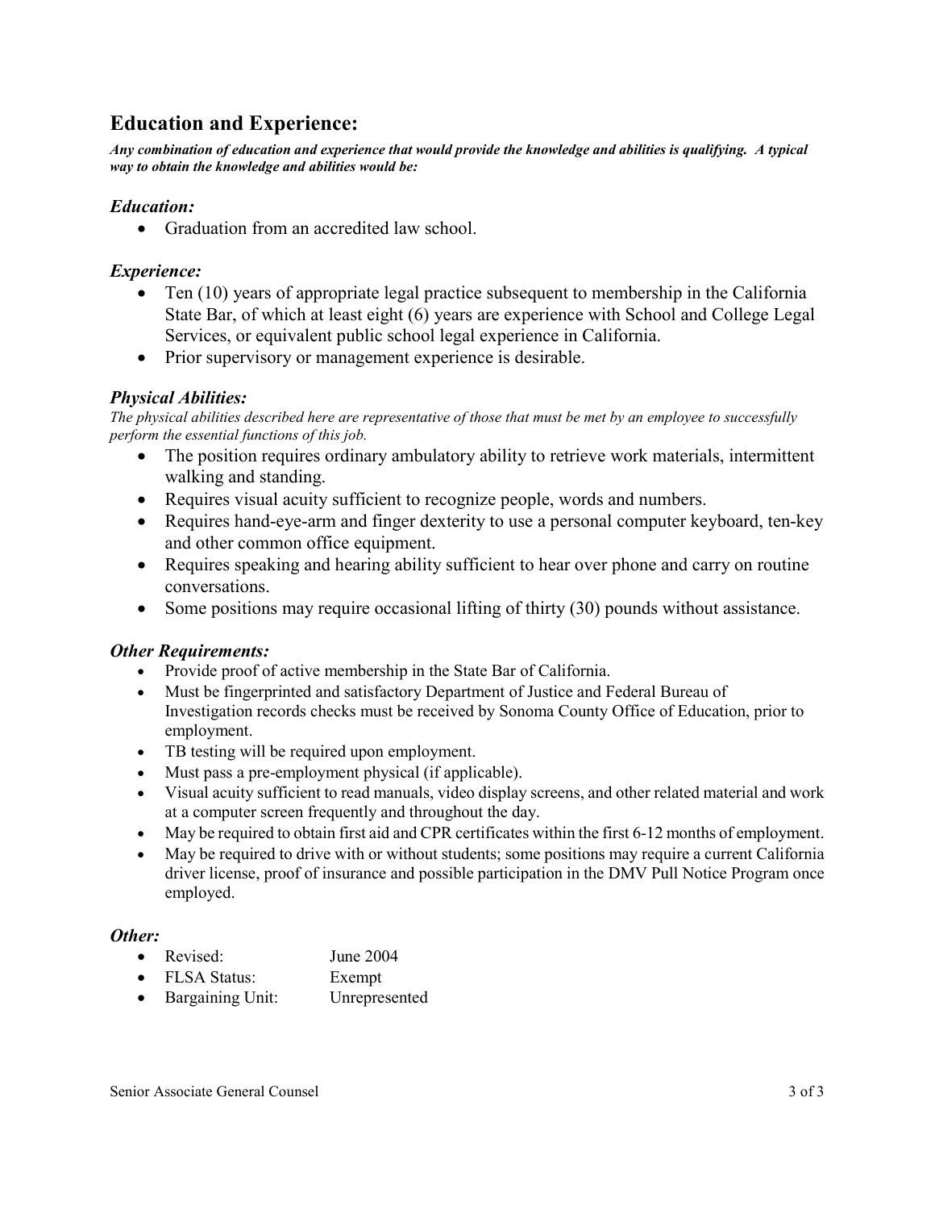## Education and Experience:

***Any combination of education and experience that would provide the knowledge and abilities is qualifying. A typical way to obtain the knowledge and abilities would be:***

### *Education:*

- Graduation from an accredited law school.

### *Experience:*

- Ten (10) years of appropriate legal practice subsequent to membership in the California State Bar, of which at least eight (6) years are experience with School and College Legal Services, or equivalent public school legal experience in California.
- Prior supervisory or management experience is desirable.

### *Physical Abilities:*

*The physical abilities described here are representative of those that must be met by an employee to successfully perform the essential functions of this job.*

- The position requires ordinary ambulatory ability to retrieve work materials, intermittent walking and standing.
- Requires visual acuity sufficient to recognize people, words and numbers.
- Requires hand-eye-arm and finger dexterity to use a personal computer keyboard, ten-key and other common office equipment.
- Requires speaking and hearing ability sufficient to hear over phone and carry on routine conversations.
- Some positions may require occasional lifting of thirty (30) pounds without assistance.

### *Other Requirements:*

- Provide proof of active membership in the State Bar of California.
- Must be fingerprinted and satisfactory Department of Justice and Federal Bureau of Investigation records checks must be received by Sonoma County Office of Education, prior to employment.
- TB testing will be required upon employment.
- Must pass a pre-employment physical (if applicable).
- Visual acuity sufficient to read manuals, video display screens, and other related material and work at a computer screen frequently and throughout the day.
- May be required to obtain first aid and CPR certificates within the first 6-12 months of employment.
- May be required to drive with or without students; some positions may require a current California driver license, proof of insurance and possible participation in the DMV Pull Notice Program once employed.

### *Other:*

- Revised: June 2004
- FLSA Status: Exempt
- Bargaining Unit: Unrepresented